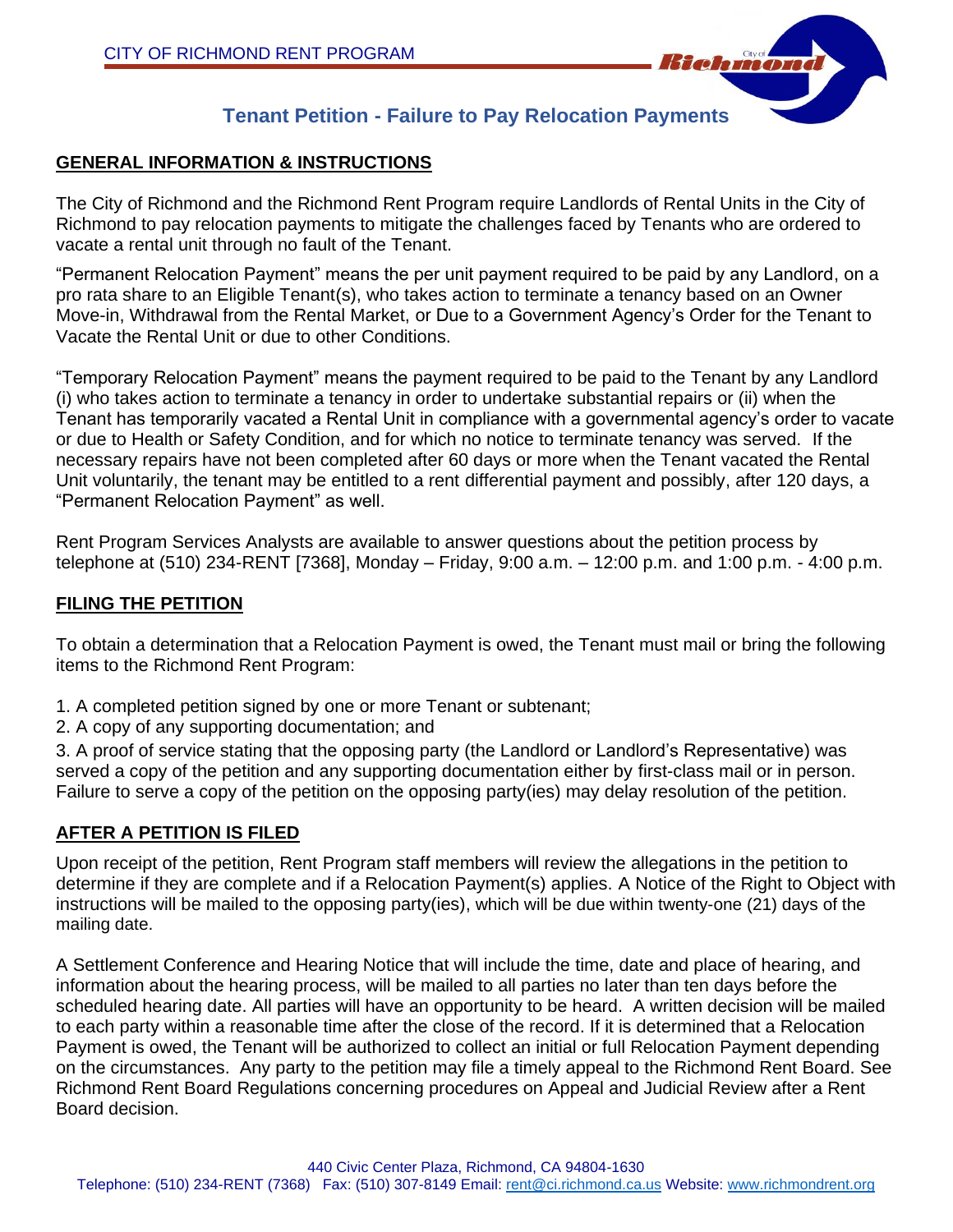CITY OF RICHMOND RENT PROGRAM

# Tenant Petition - Failure to Pay Relocation Payments

## GENERAL INFORMATION & INSTRUCTIONS

The City of Richmond and the Richmond Rent Program require Landlords of Rental Units in the City of Richmond to pay relocation payments to mitigate the challenges faced by Tenants who are ordered to vacate a rental unit through no fault of the Tenant.

"Permanent Relocation Payment" means the per unit payment required to be paid by any Landlord, on a pro rata share to an Eligible Tenant(s), who takes action to terminate a tenancy based on an Owner Move-in, Withdrawal from the Rental Market, or Due to a Government Agency's Order for the Tenant to Vacate the Rental Unit or due to other Conditions.

"Temporary Relocation Payment" means the payment required to be paid to the Tenant by any Landlord (i) who takes action to terminate a tenancy in order to undertake substantial repairs or (ii) when the Tenant has temporarily vacated a Rental Unit in compliance with a governmental agency's order to vacate or due to Health or Safety Condition, and for which no notice to terminate tenancy was served. If the necessary repairs have not been completed after 60 days or more when the Tenant vacated the Rental Unit voluntarily, the tenant may be entitled to a rent differential payment and possibly, after 120 days, a "Permanent Relocation Payment" as well.

Rent Program Services Analysts are available to answer questions about the petition process by telephone at (510) 234-RENT [7368], Monday – Friday, 9:00 a.m. – 12:00 p.m. and 1:00 p.m. - 4:00 p.m.

## FILING THE PETITION

To obtain a determination that a Relocation Payment is owed, the Tenant must mail or bring the following items to the Richmond Rent Program:

1. A completed petition signed by one or more Tenant or subtenant;
2. A copy of any supporting documentation; and
3. A proof of service stating that the opposing party (the Landlord or Landlord's Representative) was served a copy of the petition and any supporting documentation either by first-class mail or in person. Failure to serve a copy of the petition on the opposing party(ies) may delay resolution of the petition.

## AFTER A PETITION IS FILED

Upon receipt of the petition, Rent Program staff members will review the allegations in the petition to determine if they are complete and if a Relocation Payment(s) applies. A Notice of the Right to Object with instructions will be mailed to the opposing party(ies), which will be due within twenty-one (21) days of the mailing date.

A Settlement Conference and Hearing Notice that will include the time, date and place of hearing, and information about the hearing process, will be mailed to all parties no later than ten days before the scheduled hearing date. All parties will have an opportunity to be heard. A written decision will be mailed to each party within a reasonable time after the close of the record. If it is determined that a Relocation Payment is owed, the Tenant will be authorized to collect an initial or full Relocation Payment depending on the circumstances. Any party to the petition may file a timely appeal to the Richmond Rent Board. See Richmond Rent Board Regulations concerning procedures on Appeal and Judicial Review after a Rent Board decision.

440 Civic Center Plaza, Richmond, CA 94804-1630
Telephone: (510) 234-RENT (7368) Fax: (510) 307-8149 Email: rent@ci.richmond.ca.us Website: www.richmondrent.org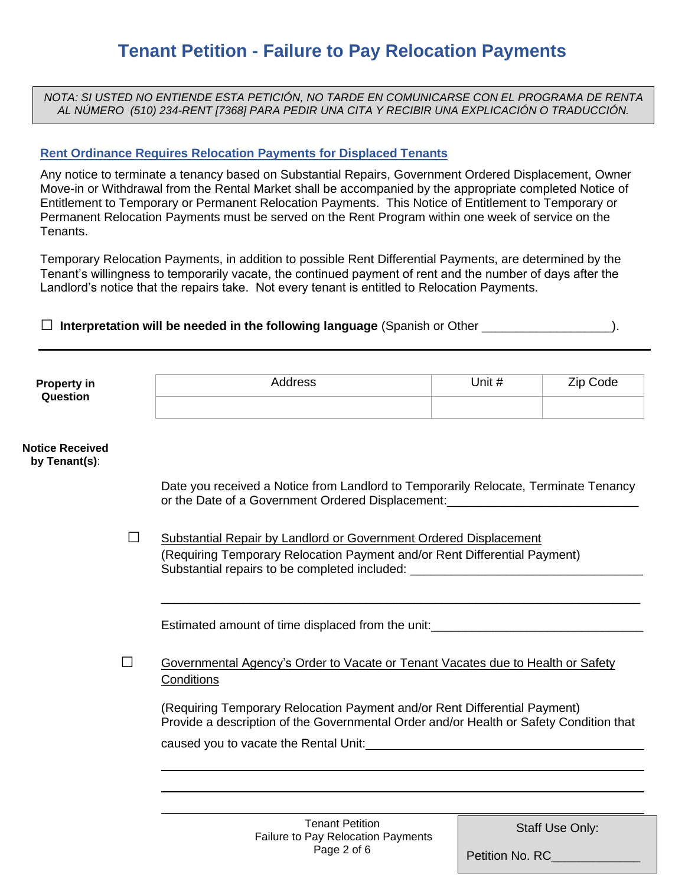# Tenant Petition - Failure to Pay Relocation Payments

*NOTA: SI USTED NO ENTIENDE ESTA PETICIÓN, NO TARDE EN COMUNICARSE CON EL PROGRAMA DE RENTA AL NÚMERO (510) 234-RENT [7368] PARA PEDIR UNA CITA Y RECIBIR UNA EXPLICACIÓN O TRADUCCIÓN.*

## Rent Ordinance Requires Relocation Payments for Displaced Tenants

Any notice to terminate a tenancy based on Substantial Repairs, Government Ordered Displacement, Owner Move-in or Withdrawal from the Rental Market shall be accompanied by the appropriate completed Notice of Entitlement to Temporary or Permanent Relocation Payments. This Notice of Entitlement to Temporary or Permanent Relocation Payments must be served on the Rent Program within one week of service on the Tenants.

Temporary Relocation Payments, in addition to possible Rent Differential Payments, are determined by the Tenant's willingness to temporarily vacate, the continued payment of rent and the number of days after the Landlord's notice that the repairs take. Not every tenant is entitled to Relocation Payments.

☐ **Interpretation will be needed in the following language** (Spanish or Other __________________).

---

**Property in Question**

| Address | Unit # | Zip Code |
|---|---|---|
| | | |

**Notice Received by Tenant(s)**:

Date you received a Notice from Landlord to Temporarily Relocate, Terminate Tenancy or the Date of a Government Ordered Displacement:___________________________

☐ Substantial Repair by Landlord or Government Ordered Displacement
(Requiring Temporary Relocation Payment and/or Rent Differential Payment)
Substantial repairs to be completed included: __________________________________

______________________________________________________________________

Estimated amount of time displaced from the unit:_______________________________

☐ Governmental Agency's Order to Vacate or Tenant Vacates due to Health or Safety Conditions

(Requiring Temporary Relocation Payment and/or Rent Differential Payment)
Provide a description of the Governmental Order and/or Health or Safety Condition that caused you to vacate the Rental Unit:____________________________________

______________________________________________________________________

______________________________________________________________________

______________________________________________________________________

Staff Use Only:

Petition No. RC_____________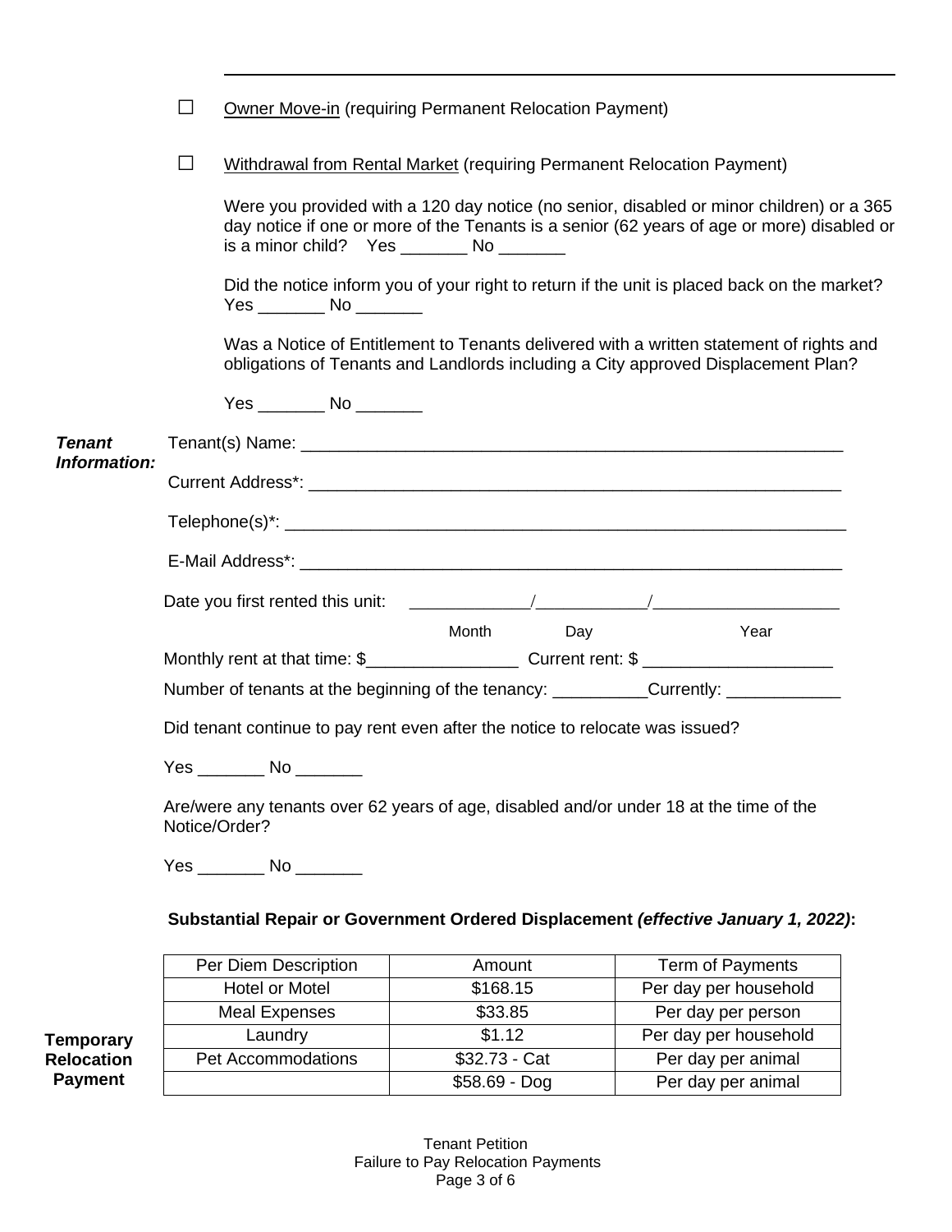---

☐ Owner Move-in (requiring Permanent Relocation Payment)

☐ Withdrawal from Rental Market (requiring Permanent Relocation Payment)

Were you provided with a 120 day notice (no senior, disabled or minor children) or a 365 day notice if one or more of the Tenants is a senior (62 years of age or more) disabled or is a minor child? Yes _______ No _______

Did the notice inform you of your right to return if the unit is placed back on the market? Yes _______ No _______

Was a Notice of Entitlement to Tenants delivered with a written statement of rights and obligations of Tenants and Landlords including a City approved Displacement Plan?

Yes _______ No _______

***Tenant Information:***

Tenant(s) Name: ___________________________________________________________

Current Address*: __________________________________________________________

Telephone(s)*: _____________________________________________________________

E-Mail Address*: ___________________________________________________________

Date you first rented this unit: ____________/____________/____________________
Month Day Year

Monthly rent at that time: $________________ Current rent: $ ____________________

Number of tenants at the beginning of the tenancy: __________Currently: ____________

Did tenant continue to pay rent even after the notice to relocate was issued?

Yes _______ No _______

Are/were any tenants over 62 years of age, disabled and/or under 18 at the time of the Notice/Order?

Yes _______ No _______

**Substantial Repair or Government Ordered Displacement *(effective January 1, 2022)*:**

**Temporary Relocation Payment**

| Per Diem Description | Amount | Term of Payments |
|---|---|---|
| Hotel or Motel | $168.15 | Per day per household |
| Meal Expenses | $33.85 | Per day per person |
| Laundry | $1.12 | Per day per household |
| Pet Accommodations | $32.73 - Cat | Per day per animal |
| | $58.69 - Dog | Per day per animal |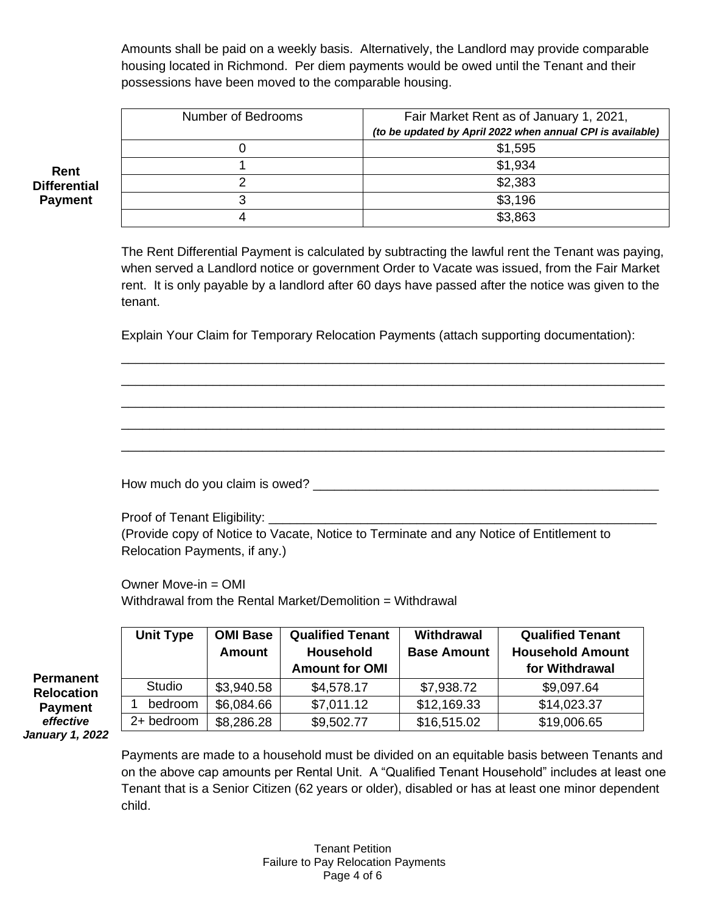Amounts shall be paid on a weekly basis. Alternatively, the Landlord may provide comparable housing located in Richmond. Per diem payments would be owed until the Tenant and their possessions have been moved to the comparable housing.

**Rent Differential Payment**

| Number of Bedrooms | Fair Market Rent as of January 1, 2021, ***(to be updated by April 2022 when annual CPI is available)*** |
|---|---|
| 0 | $1,595 |
| 1 | $1,934 |
| 2 | $2,383 |
| 3 | $3,196 |
| 4 | $3,863 |

The Rent Differential Payment is calculated by subtracting the lawful rent the Tenant was paying, when served a Landlord notice or government Order to Vacate was issued, from the Fair Market rent. It is only payable by a landlord after 60 days have passed after the notice was given to the tenant.

Explain Your Claim for Temporary Relocation Payments (attach supporting documentation):

______________________________________________________________________________

______________________________________________________________________________

______________________________________________________________________________

______________________________________________________________________________

______________________________________________________________________________

How much do you claim is owed? ____________________________________________________

Proof of Tenant Eligibility: _________________________________________________________
(Provide copy of Notice to Vacate, Notice to Terminate and any Notice of Entitlement to Relocation Payments, if any.)

Owner Move-in = OMI
Withdrawal from the Rental Market/Demolition = Withdrawal

**Permanent Relocation Payment *effective January 1, 2022***

| Unit Type | OMI Base Amount | Qualified Tenant Household Amount for OMI | Withdrawal Base Amount | Qualified Tenant Household Amount for Withdrawal |
|---|---|---|---|---|
| Studio | $3,940.58 | $4,578.17 | $7,938.72 | $9,097.64 |
| 1 bedroom | $6,084.66 | $7,011.12 | $12,169.33 | $14,023.37 |
| 2+ bedroom | $8,286.28 | $9,502.77 | $16,515.02 | $19,006.65 |

Payments are made to a household must be divided on an equitable basis between Tenants and on the above cap amounts per Rental Unit. A "Qualified Tenant Household" includes at least one Tenant that is a Senior Citizen (62 years or older), disabled or has at least one minor dependent child.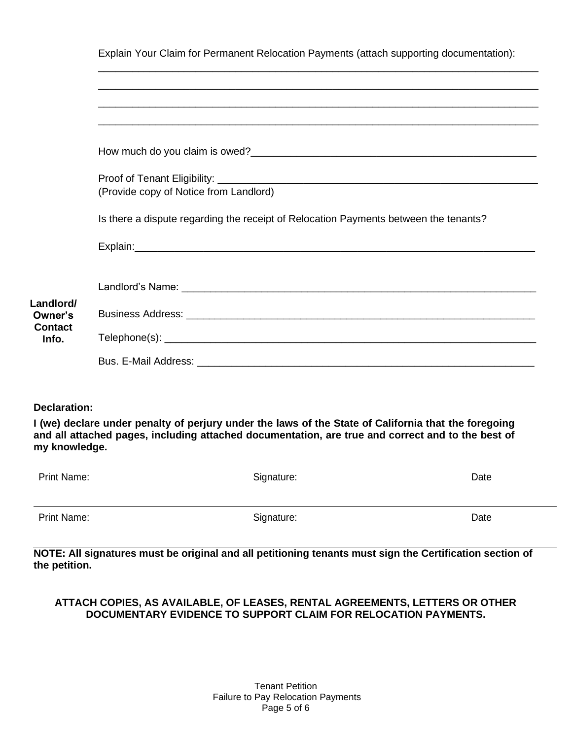Explain Your Claim for Permanent Relocation Payments (attach supporting documentation):

_______________________________________________________________________________

_______________________________________________________________________________

_______________________________________________________________________________

_______________________________________________________________________________

How much do you claim is owed?___________________________________________________

Proof of Tenant Eligibility: _________________________________________________________
(Provide copy of Notice from Landlord)

Is there a dispute regarding the receipt of Relocation Payments between the tenants?

Explain:_______________________________________________________________________

**Landlord/ Owner's Contact Info.**

Landlord's Name: ________________________________________________________________

Business Address: _______________________________________________________________

Telephone(s): ___________________________________________________________________

Bus. E-Mail Address: _____________________________________________________________

**Declaration:**

**I (we) declare under penalty of perjury under the laws of the State of California that the foregoing and all attached pages, including attached documentation, are true and correct and to the best of my knowledge.**

| Print Name: | Signature: | Date |
|---|---|---|
| | | |
| Print Name: | Signature: | Date |
| | | |

**NOTE: All signatures must be original and all petitioning tenants must sign the Certification section of the petition.**

**ATTACH COPIES, AS AVAILABLE, OF LEASES, RENTAL AGREEMENTS, LETTERS OR OTHER DOCUMENTARY EVIDENCE TO SUPPORT CLAIM FOR RELOCATION PAYMENTS.**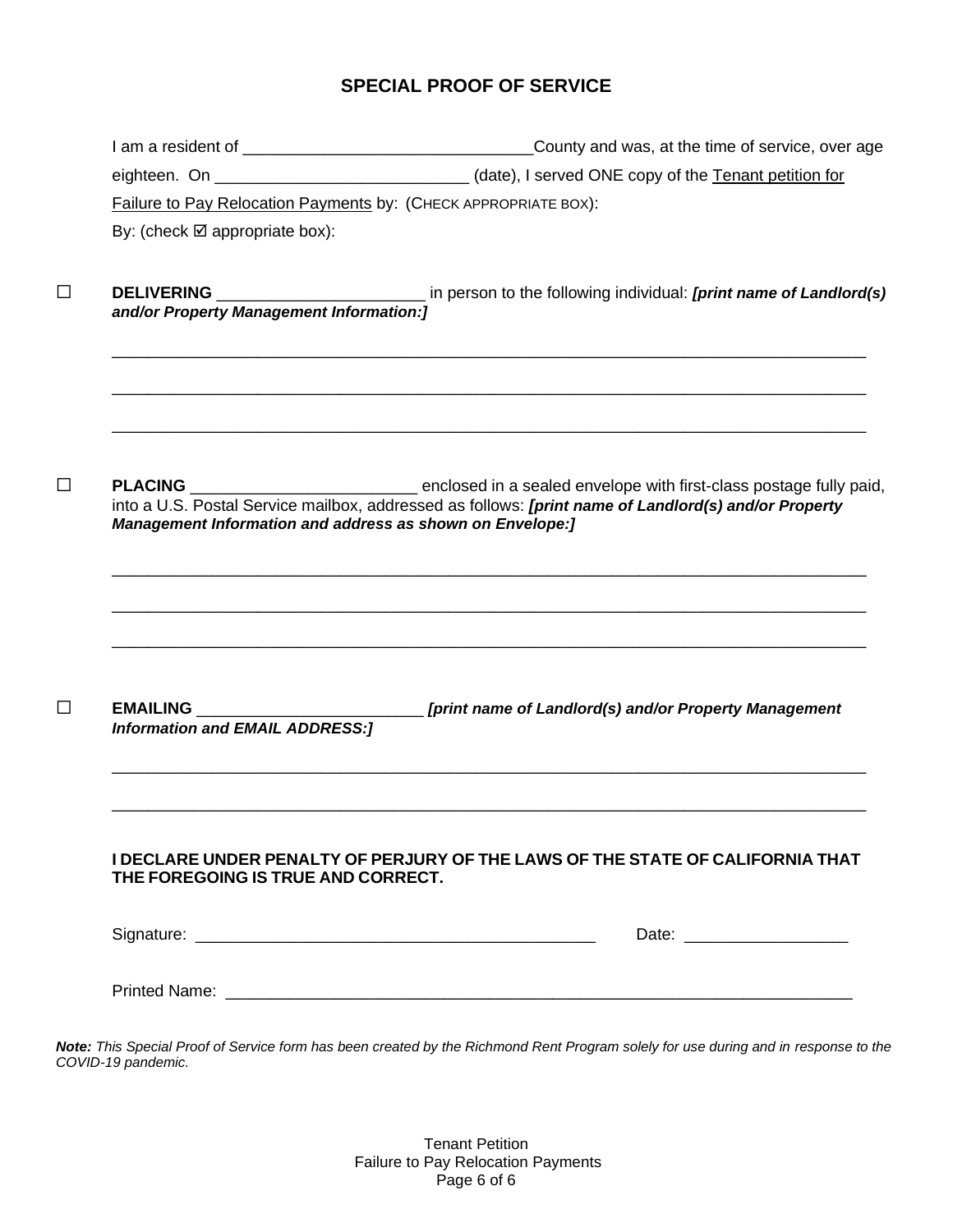## SPECIAL PROOF OF SERVICE

I am a resident of ________________________________County and was, at the time of service, over age eighteen. On ___________________________ (date), I served ONE copy of the Tenant petition for Failure to Pay Relocation Payments by: (CHECK APPROPRIATE BOX):

By: (check ☑ appropriate box):

☐ **DELIVERING** ______________________ in person to the following individual: ***[print name of Landlord(s) and/or Property Management Information:]***

_______________________________________________________________________________

_______________________________________________________________________________

_______________________________________________________________________________

☐ **PLACING** ________________________ enclosed in a sealed envelope with first-class postage fully paid, into a U.S. Postal Service mailbox, addressed as follows: ***[print name of Landlord(s) and/or Property Management Information and address as shown on Envelope:]***

_______________________________________________________________________________

_______________________________________________________________________________

_______________________________________________________________________________

☐ **EMAILING** ________________________ ***[print name of Landlord(s) and/or Property Management Information and EMAIL ADDRESS:]***

_______________________________________________________________________________

_______________________________________________________________________________

**I DECLARE UNDER PENALTY OF PERJURY OF THE LAWS OF THE STATE OF CALIFORNIA THAT THE FOREGOING IS TRUE AND CORRECT.**

Signature: _____________________________________________ Date: __________________

Printed Name: _____________________________________________________________________

***Note:*** *This Special Proof of Service form has been created by the Richmond Rent Program solely for use during and in response to the COVID-19 pandemic.*